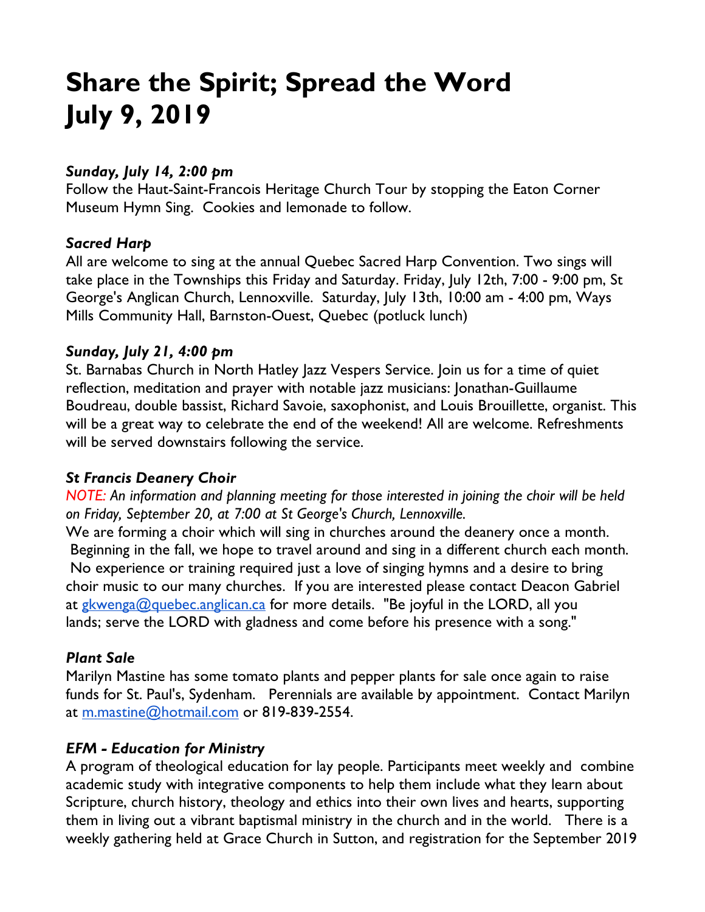# Share the Spirit; Spread the Word
# July 9, 2019

### *Sunday, July 14, 2:00 pm*

Follow the Haut-Saint-Francois Heritage Church Tour by stopping the Eaton Corner Museum Hymn Sing. Cookies and lemonade to follow.

### *Sacred Harp*

All are welcome to sing at the annual Quebec Sacred Harp Convention. Two sings will take place in the Townships this Friday and Saturday. Friday, July 12th, 7:00 - 9:00 pm, St George's Anglican Church, Lennoxville. Saturday, July 13th, 10:00 am - 4:00 pm, Ways Mills Community Hall, Barnston-Ouest, Quebec (potluck lunch)

### *Sunday, July 21, 4:00 pm*

St. Barnabas Church in North Hatley Jazz Vespers Service. Join us for a time of quiet reflection, meditation and prayer with notable jazz musicians: Jonathan-Guillaume Boudreau, double bassist, Richard Savoie, saxophonist, and Louis Brouillette, organist. This will be a great way to celebrate the end of the weekend! All are welcome. Refreshments will be served downstairs following the service.

### *St Francis Deanery Choir*

*NOTE: An information and planning meeting for those interested in joining the choir will be held on Friday, September 20, at 7:00 at St George's Church, Lennoxville.*

We are forming a choir which will sing in churches around the deanery once a month. Beginning in the fall, we hope to travel around and sing in a different church each month. No experience or training required just a love of singing hymns and a desire to bring choir music to our many churches. If you are interested please contact Deacon Gabriel at gkwenga@quebec.anglican.ca for more details. "Be joyful in the LORD, all you lands; serve the LORD with gladness and come before his presence with a song."

### *Plant Sale*

Marilyn Mastine has some tomato plants and pepper plants for sale once again to raise funds for St. Paul's, Sydenham. Perennials are available by appointment. Contact Marilyn at m.mastine@hotmail.com or 819-839-2554.

### *EFM - Education for Ministry*

A program of theological education for lay people. Participants meet weekly and combine academic study with integrative components to help them include what they learn about Scripture, church history, theology and ethics into their own lives and hearts, supporting them in living out a vibrant baptismal ministry in the church and in the world. There is a weekly gathering held at Grace Church in Sutton, and registration for the September 2019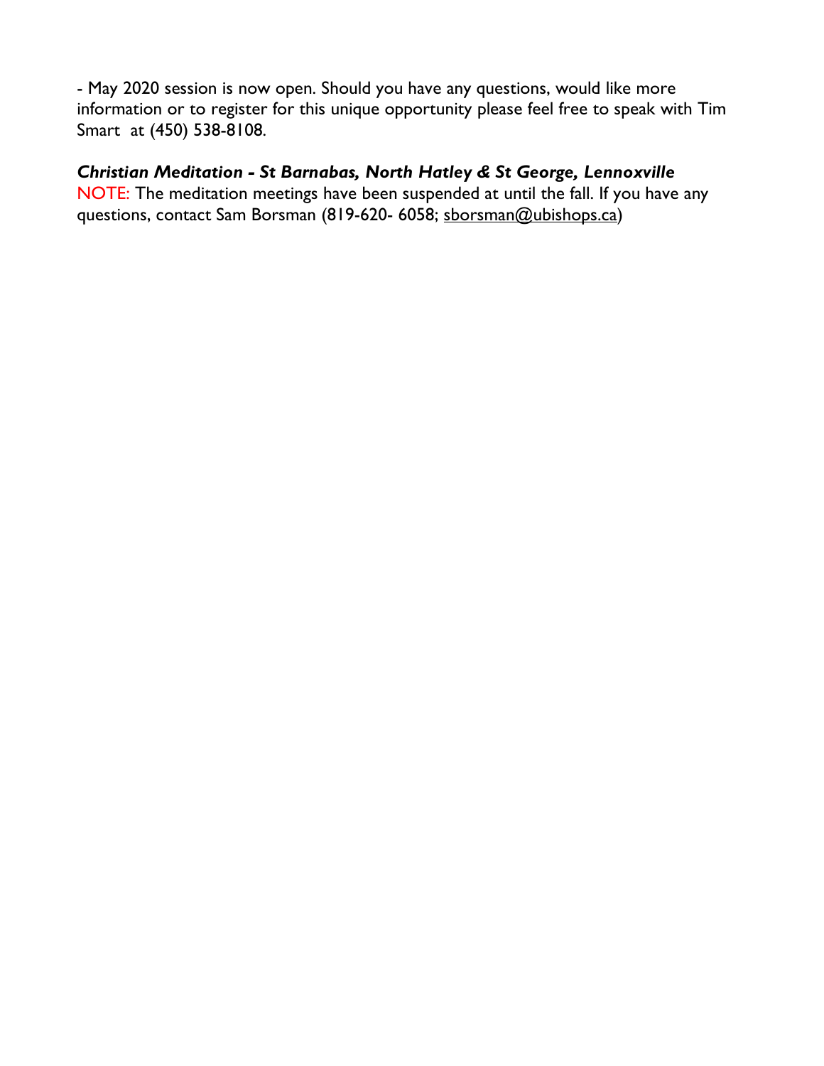- May 2020 session is now open. Should you have any questions, would like more information or to register for this unique opportunity please feel free to speak with Tim Smart at (450) 538-8108.

***Christian Meditation - St Barnabas, North Hatley & St George, Lennoxville***

NOTE: The meditation meetings have been suspended at until the fall. If you have any questions, contact Sam Borsman (819-620- 6058; sborsman@ubishops.ca)